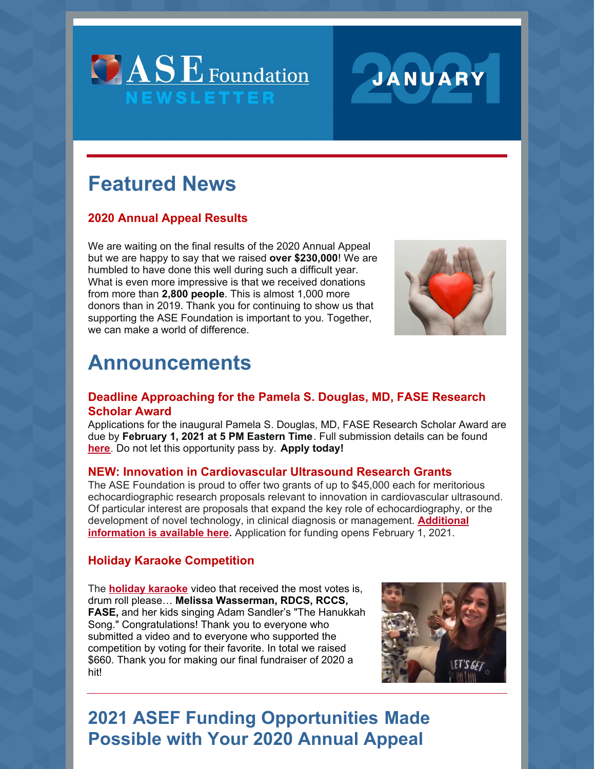# ASE Foundation NEWSLETTER

# JANUARY 2021

## Featured News

### 2020 Annual Appeal Results

We are waiting on the final results of the 2020 Annual Appeal but we are happy to say that we raised **over $230,000**! We are humbled to have done this well during such a difficult year. What is even more impressive is that we received donations from more than **2,800 people**. This is almost 1,000 more donors than in 2019. Thank you for continuing to show us that supporting the ASE Foundation is important to you. Together, we can make a world of difference.

## Announcements

### Deadline Approaching for the Pamela S. Douglas, MD, FASE Research Scholar Award

Applications for the inaugural Pamela S. Douglas, MD, FASE Research Scholar Award are due by **February 1, 2021 at 5 PM Eastern Time**. Full submission details can be found **here**. Do not let this opportunity pass by. **Apply today!**

### NEW: Innovation in Cardiovascular Ultrasound Research Grants

The ASE Foundation is proud to offer two grants of up to $45,000 each for meritorious echocardiographic research proposals relevant to innovation in cardiovascular ultrasound. Of particular interest are proposals that expand the key role of echocardiography, or the development of novel technology, in clinical diagnosis or management. **Additional information is available here.** Application for funding opens February 1, 2021.

### Holiday Karaoke Competition

The **holiday karaoke** video that received the most votes is, drum roll please… **Melissa Wasserman, RDCS, RCCS, FASE,** and her kids singing Adam Sandler's "The Hanukkah Song." Congratulations! Thank you to everyone who submitted a video and to everyone who supported the competition by voting for their favorite. In total we raised $660. Thank you for making our final fundraiser of 2020 a hit!

## 2021 ASEF Funding Opportunities Made Possible with Your 2020 Annual Appeal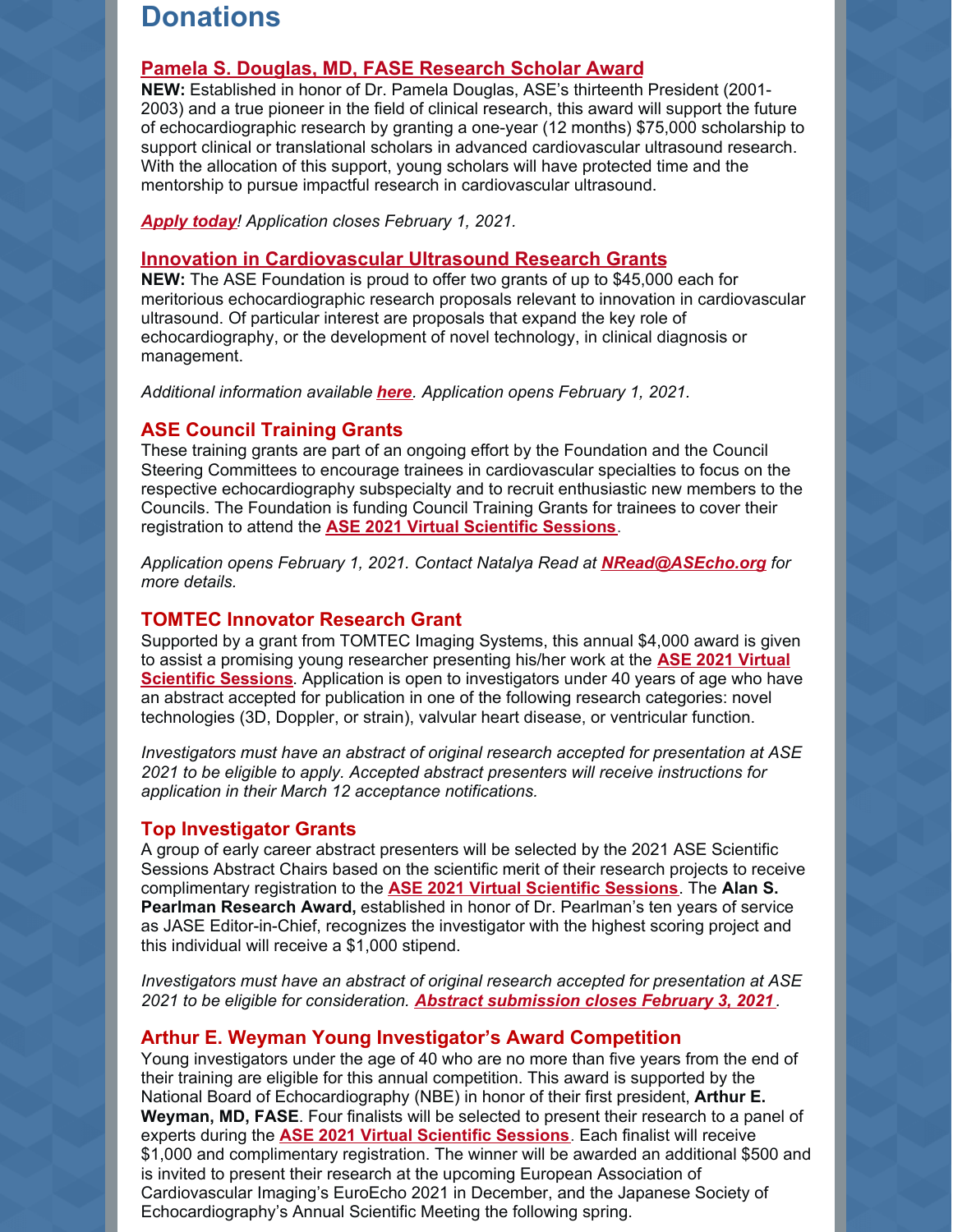# Donations

### [Pamela S. Douglas, MD, FASE Research Scholar Award]()

**NEW:** Established in honor of Dr. Pamela Douglas, ASE's thirteenth President (2001-2003) and a true pioneer in the field of clinical research, this award will support the future of echocardiographic research by granting a one-year (12 months) $75,000 scholarship to support clinical or translational scholars in advanced cardiovascular ultrasound research. With the allocation of this support, young scholars will have protected time and the mentorship to pursue impactful research in cardiovascular ultrasound.

*__Apply today__! Application closes February 1, 2021.*

### [Innovation in Cardiovascular Ultrasound Research Grants]()

**NEW:** The ASE Foundation is proud to offer two grants of up to $45,000 each for meritorious echocardiographic research proposals relevant to innovation in cardiovascular ultrasound. Of particular interest are proposals that expand the key role of echocardiography, or the development of novel technology, in clinical diagnosis or management.

*Additional information available __here__. Application opens February 1, 2021.*

### ASE Council Training Grants

These training grants are part of an ongoing effort by the Foundation and the Council Steering Committees to encourage trainees in cardiovascular specialties to focus on the respective echocardiography subspecialty and to recruit enthusiastic new members to the Councils. The Foundation is funding Council Training Grants for trainees to cover their registration to attend the **ASE 2021 Virtual Scientific Sessions**.

*Application opens February 1, 2021. Contact Natalya Read at __NRead@ASEcho.org__ for more details.*

### TOMTEC Innovator Research Grant

Supported by a grant from TOMTEC Imaging Systems, this annual $4,000 award is given to assist a promising young researcher presenting his/her work at the **ASE 2021 Virtual Scientific Sessions**. Application is open to investigators under 40 years of age who have an abstract accepted for publication in one of the following research categories: novel technologies (3D, Doppler, or strain), valvular heart disease, or ventricular function.

*Investigators must have an abstract of original research accepted for presentation at ASE 2021 to be eligible to apply. Accepted abstract presenters will receive instructions for application in their March 12 acceptance notifications.*

### Top Investigator Grants

A group of early career abstract presenters will be selected by the 2021 ASE Scientific Sessions Abstract Chairs based on the scientific merit of their research projects to receive complimentary registration to the **ASE 2021 Virtual Scientific Sessions**. The **Alan S. Pearlman Research Award,** established in honor of Dr. Pearlman's ten years of service as JASE Editor-in-Chief, recognizes the investigator with the highest scoring project and this individual will receive a $1,000 stipend.

*Investigators must have an abstract of original research accepted for presentation at ASE 2021 to be eligible for consideration. __Abstract submission closes February 3, 2021__.*

### Arthur E. Weyman Young Investigator's Award Competition

Young investigators under the age of 40 who are no more than five years from the end of their training are eligible for this annual competition. This award is supported by the National Board of Echocardiography (NBE) in honor of their first president, **Arthur E. Weyman, MD, FASE**. Four finalists will be selected to present their research to a panel of experts during the **ASE 2021 Virtual Scientific Sessions**. Each finalist will receive $1,000 and complimentary registration. The winner will be awarded an additional $500 and is invited to present their research at the upcoming European Association of Cardiovascular Imaging's EuroEcho 2021 in December, and the Japanese Society of Echocardiography's Annual Scientific Meeting the following spring.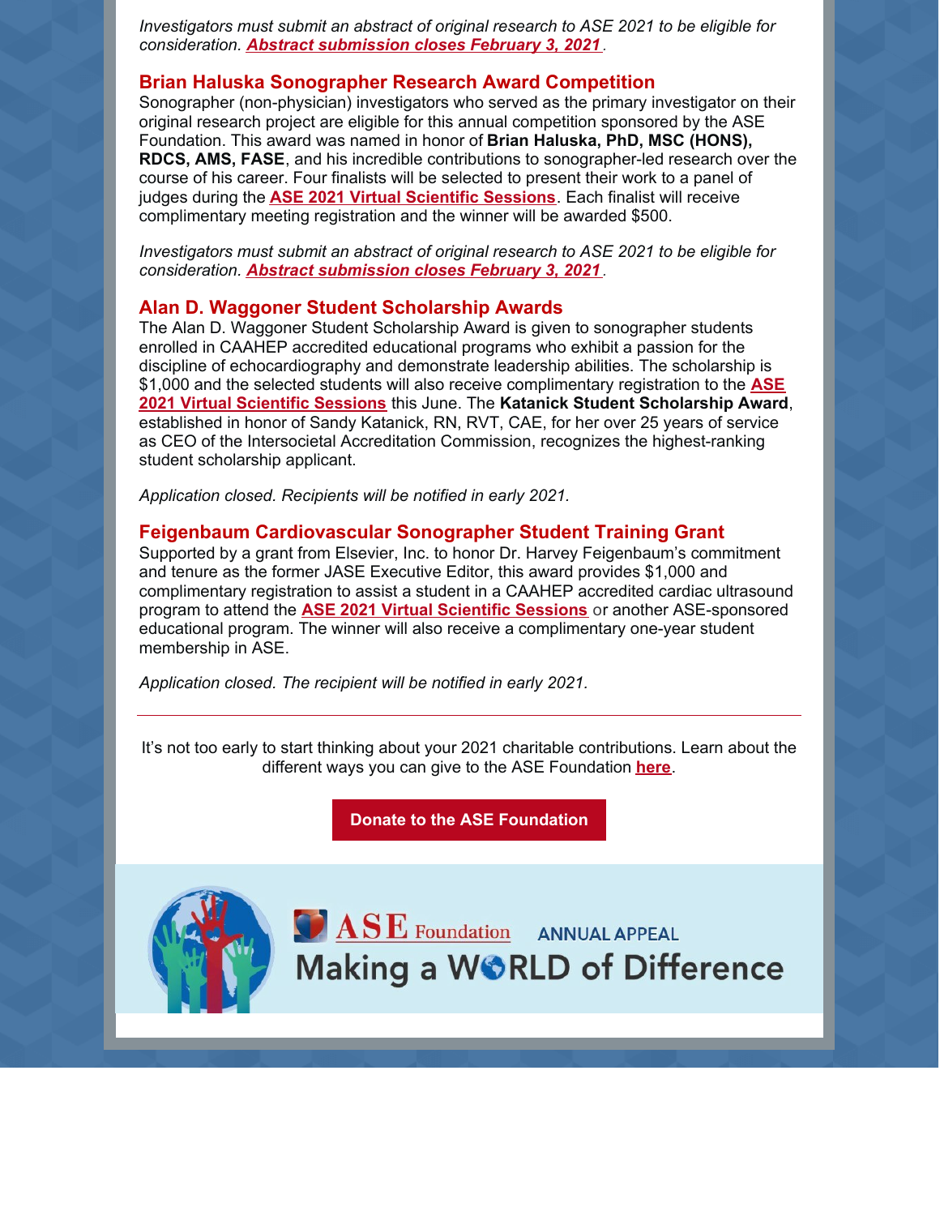*Investigators must submit an abstract of original research to ASE 2021 to be eligible for consideration.* ***Abstract submission closes February 3, 2021***.

### Brian Haluska Sonographer Research Award Competition

Sonographer (non-physician) investigators who served as the primary investigator on their original research project are eligible for this annual competition sponsored by the ASE Foundation. This award was named in honor of **Brian Haluska, PhD, MSC (HONS), RDCS, AMS, FASE**, and his incredible contributions to sonographer-led research over the course of his career. Four finalists will be selected to present their work to a panel of judges during the **ASE 2021 Virtual Scientific Sessions**. Each finalist will receive complimentary meeting registration and the winner will be awarded $500.

*Investigators must submit an abstract of original research to ASE 2021 to be eligible for consideration.* ***Abstract submission closes February 3, 2021***.

### Alan D. Waggoner Student Scholarship Awards

The Alan D. Waggoner Student Scholarship Award is given to sonographer students enrolled in CAAHEP accredited educational programs who exhibit a passion for the discipline of echocardiography and demonstrate leadership abilities. The scholarship is $1,000 and the selected students will also receive complimentary registration to the **ASE 2021 Virtual Scientific Sessions** this June. The **Katanick Student Scholarship Award**, established in honor of Sandy Katanick, RN, RVT, CAE, for her over 25 years of service as CEO of the Intersocietal Accreditation Commission, recognizes the highest-ranking student scholarship applicant.

*Application closed. Recipients will be notified in early 2021.*

### Feigenbaum Cardiovascular Sonographer Student Training Grant

Supported by a grant from Elsevier, Inc. to honor Dr. Harvey Feigenbaum's commitment and tenure as the former JASE Executive Editor, this award provides $1,000 and complimentary registration to assist a student in a CAAHEP accredited cardiac ultrasound program to attend the **ASE 2021 Virtual Scientific Sessions** or another ASE-sponsored educational program. The winner will also receive a complimentary one-year student membership in ASE.

*Application closed. The recipient will be notified in early 2021.*

---

It's not too early to start thinking about your 2021 charitable contributions. Learn about the different ways you can give to the ASE Foundation **here**.

**Donate to the ASE Foundation**

ASE Foundation ANNUAL APPEAL

Making a WORLD of Difference